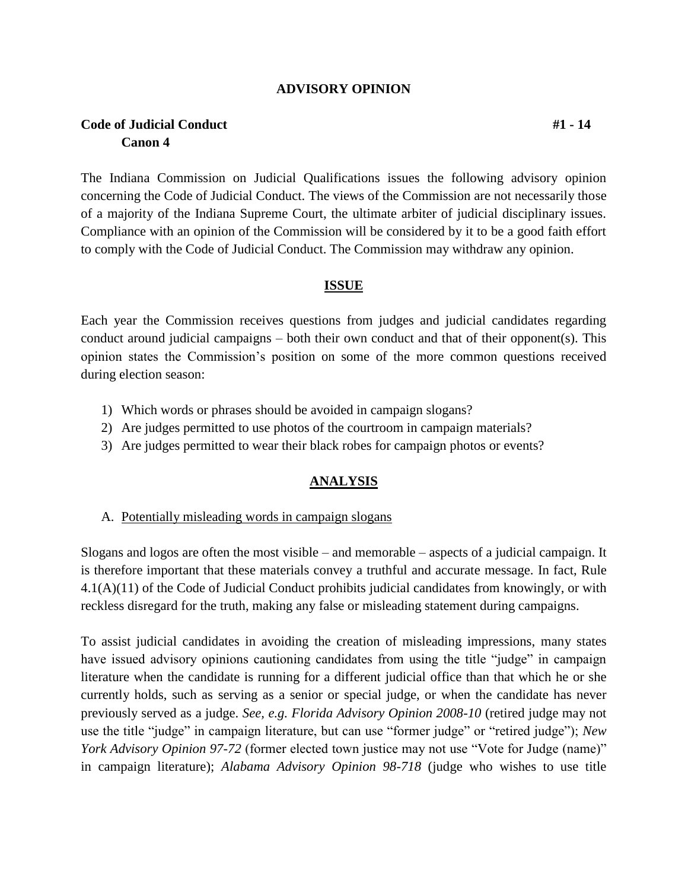## ADVISORY OPINION

**Code of Judicial Conduct** **#1 - 14**
**Canon 4**

The Indiana Commission on Judicial Qualifications issues the following advisory opinion concerning the Code of Judicial Conduct. The views of the Commission are not necessarily those of a majority of the Indiana Supreme Court, the ultimate arbiter of judicial disciplinary issues. Compliance with an opinion of the Commission will be considered by it to be a good faith effort to comply with the Code of Judicial Conduct. The Commission may withdraw any opinion.

### ISSUE

Each year the Commission receives questions from judges and judicial candidates regarding conduct around judicial campaigns – both their own conduct and that of their opponent(s). This opinion states the Commission's position on some of the more common questions received during election season:

1) Which words or phrases should be avoided in campaign slogans?
2) Are judges permitted to use photos of the courtroom in campaign materials?
3) Are judges permitted to wear their black robes for campaign photos or events?

### ANALYSIS

A. Potentially misleading words in campaign slogans

Slogans and logos are often the most visible – and memorable – aspects of a judicial campaign. It is therefore important that these materials convey a truthful and accurate message. In fact, Rule 4.1(A)(11) of the Code of Judicial Conduct prohibits judicial candidates from knowingly, or with reckless disregard for the truth, making any false or misleading statement during campaigns.

To assist judicial candidates in avoiding the creation of misleading impressions, many states have issued advisory opinions cautioning candidates from using the title "judge" in campaign literature when the candidate is running for a different judicial office than that which he or she currently holds, such as serving as a senior or special judge, or when the candidate has never previously served as a judge. *See, e.g. Florida Advisory Opinion 2008-10* (retired judge may not use the title "judge" in campaign literature, but can use "former judge" or "retired judge"); *New York Advisory Opinion 97-72* (former elected town justice may not use "Vote for Judge (name)" in campaign literature); *Alabama Advisory Opinion 98-718* (judge who wishes to use title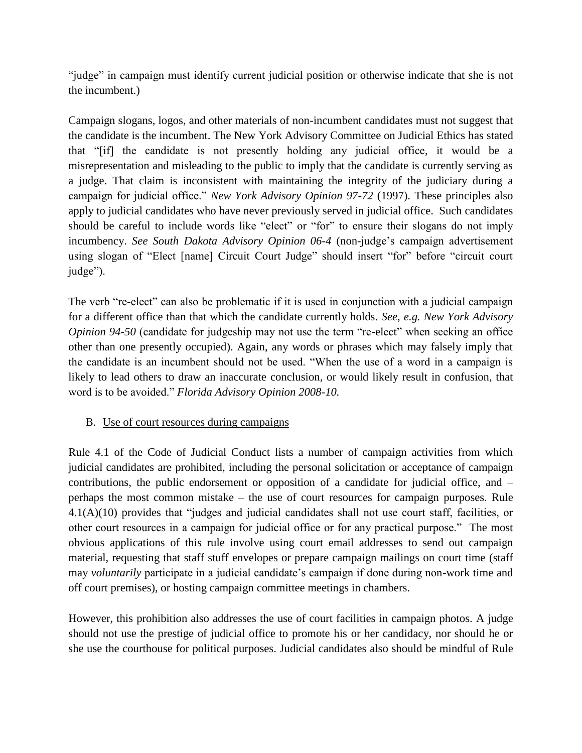"judge" in campaign must identify current judicial position or otherwise indicate that she is not the incumbent.)

Campaign slogans, logos, and other materials of non-incumbent candidates must not suggest that the candidate is the incumbent. The New York Advisory Committee on Judicial Ethics has stated that "[if] the candidate is not presently holding any judicial office, it would be a misrepresentation and misleading to the public to imply that the candidate is currently serving as a judge. That claim is inconsistent with maintaining the integrity of the judiciary during a campaign for judicial office." *New York Advisory Opinion 97-72* (1997). These principles also apply to judicial candidates who have never previously served in judicial office. Such candidates should be careful to include words like "elect" or "for" to ensure their slogans do not imply incumbency. *See South Dakota Advisory Opinion 06-4* (non-judge's campaign advertisement using slogan of "Elect [name] Circuit Court Judge" should insert "for" before "circuit court judge").

The verb "re-elect" can also be problematic if it is used in conjunction with a judicial campaign for a different office than that which the candidate currently holds. *See, e.g. New York Advisory Opinion 94-50* (candidate for judgeship may not use the term "re-elect" when seeking an office other than one presently occupied). Again, any words or phrases which may falsely imply that the candidate is an incumbent should not be used. "When the use of a word in a campaign is likely to lead others to draw an inaccurate conclusion, or would likely result in confusion, that word is to be avoided." *Florida Advisory Opinion 2008-10.*

B. <u>Use of court resources during campaigns</u>

Rule 4.1 of the Code of Judicial Conduct lists a number of campaign activities from which judicial candidates are prohibited, including the personal solicitation or acceptance of campaign contributions, the public endorsement or opposition of a candidate for judicial office, and – perhaps the most common mistake – the use of court resources for campaign purposes. Rule 4.1(A)(10) provides that "judges and judicial candidates shall not use court staff, facilities, or other court resources in a campaign for judicial office or for any practical purpose." The most obvious applications of this rule involve using court email addresses to send out campaign material, requesting that staff stuff envelopes or prepare campaign mailings on court time (staff may *voluntarily* participate in a judicial candidate's campaign if done during non-work time and off court premises), or hosting campaign committee meetings in chambers.

However, this prohibition also addresses the use of court facilities in campaign photos. A judge should not use the prestige of judicial office to promote his or her candidacy, nor should he or she use the courthouse for political purposes. Judicial candidates also should be mindful of Rule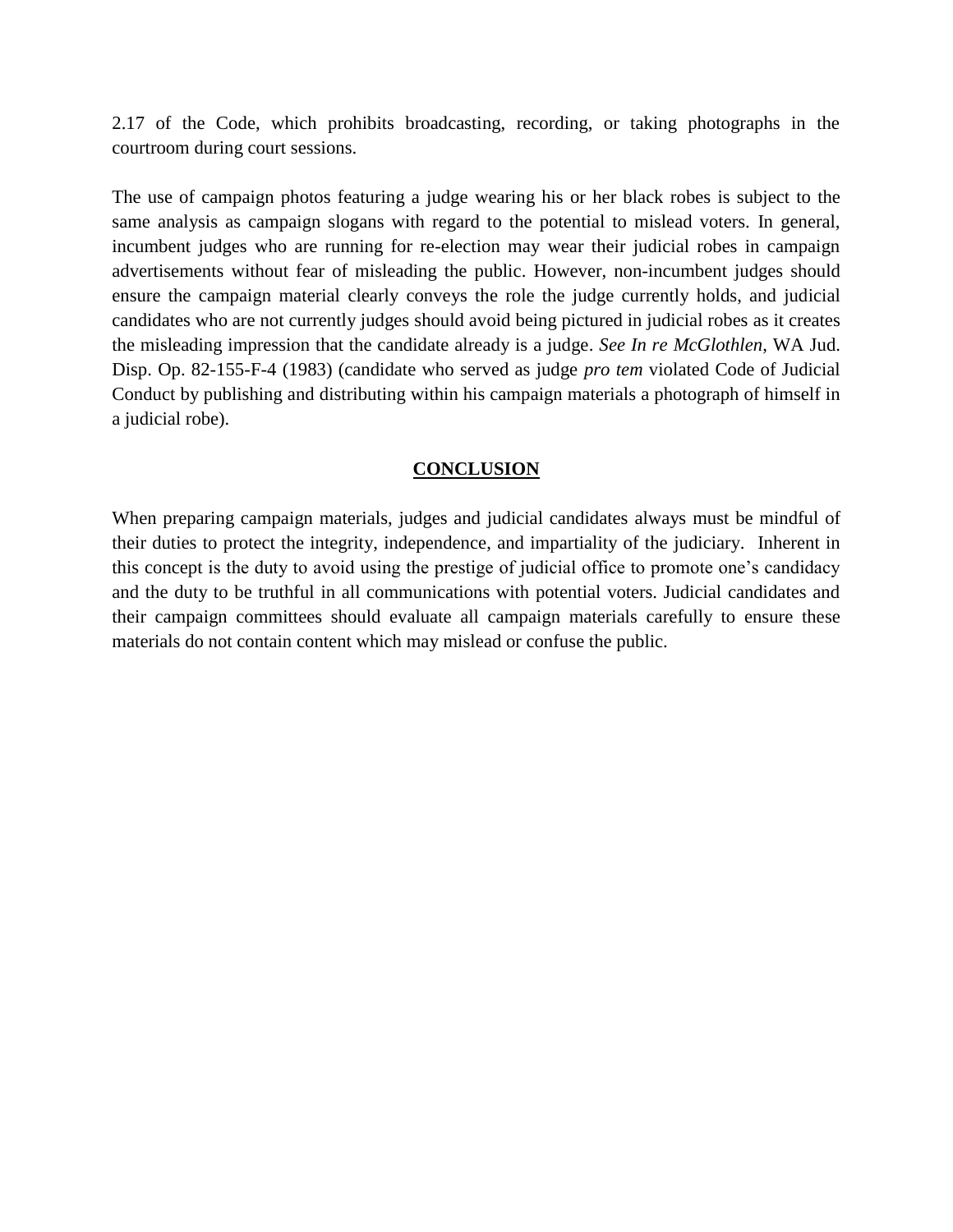2.17 of the Code, which prohibits broadcasting, recording, or taking photographs in the courtroom during court sessions.

The use of campaign photos featuring a judge wearing his or her black robes is subject to the same analysis as campaign slogans with regard to the potential to mislead voters. In general, incumbent judges who are running for re-election may wear their judicial robes in campaign advertisements without fear of misleading the public. However, non-incumbent judges should ensure the campaign material clearly conveys the role the judge currently holds, and judicial candidates who are not currently judges should avoid being pictured in judicial robes as it creates the misleading impression that the candidate already is a judge. *See In re McGlothlen*, WA Jud. Disp. Op. 82-155-F-4 (1983) (candidate who served as judge *pro tem* violated Code of Judicial Conduct by publishing and distributing within his campaign materials a photograph of himself in a judicial robe).

## **CONCLUSION**

When preparing campaign materials, judges and judicial candidates always must be mindful of their duties to protect the integrity, independence, and impartiality of the judiciary. Inherent in this concept is the duty to avoid using the prestige of judicial office to promote one's candidacy and the duty to be truthful in all communications with potential voters. Judicial candidates and their campaign committees should evaluate all campaign materials carefully to ensure these materials do not contain content which may mislead or confuse the public.